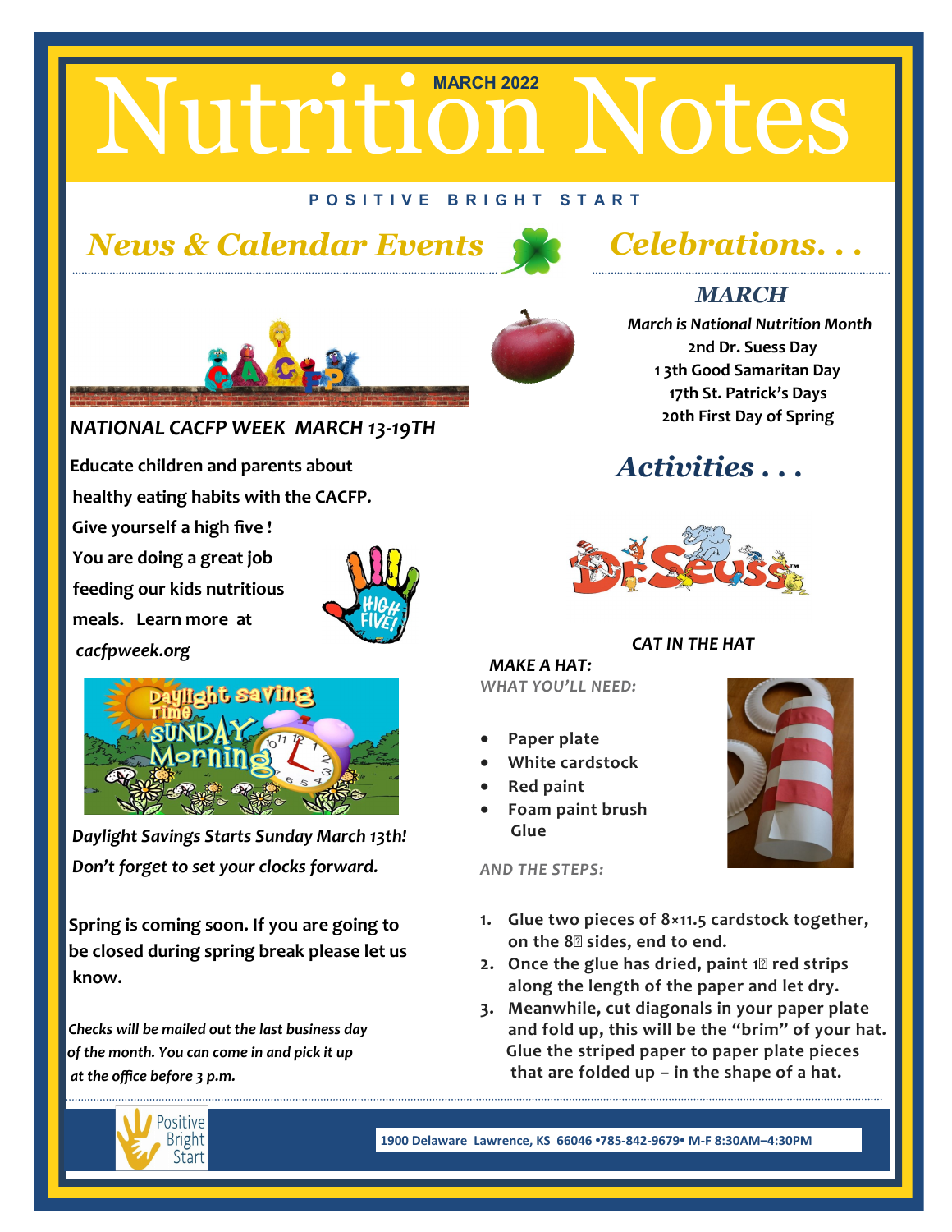# Nutrition Notes

MARCH 2022

POSITIVE BRIGHT START

## News & Calendar Events

*NATIONAL CACFP WEEK MARCH 13-19TH*

**Educate children and parents about healthy eating habits with the CACFP. Give yourself a high five ! You are doing a great job feeding our kids nutritious meals. Learn more at** ***cacfpweek.org***

*Daylight Savings Starts Sunday March 13th! Don't forget to set your clocks forward.*

**Spring is coming soon. If you are going to be closed during spring break please let us know.**

*Checks will be mailed out the last business day of the month. You can come in and pick it up at the office before 3 p.m.*

## Celebrations. . .

### MARCH

***March is National Nutrition Month***
**2nd Dr. Suess Day**
**1 3th Good Samaritan Day**
**17th St. Patrick's Days**
**20th First Day of Spring**

## Activities . . .

***CAT IN THE HAT***

***MAKE A HAT:***

*WHAT YOU'LL NEED:*

- Paper plate
- White cardstock
- Red paint
- Foam paint brush
  Glue

*AND THE STEPS:*

1. Glue two pieces of 8×11.5 cardstock together, on the 8� sides, end to end.
2. Once the glue has dried, paint 1� red strips along the length of the paper and let dry.
3. Meanwhile, cut diagonals in your paper plate and fold up, this will be the "brim" of your hat. Glue the striped paper to paper plate pieces that are folded up – in the shape of a hat.

Positive Bright Start

1900 Delaware Lawrence, KS 66046 •785-842-9679• M-F 8:30AM–4:30PM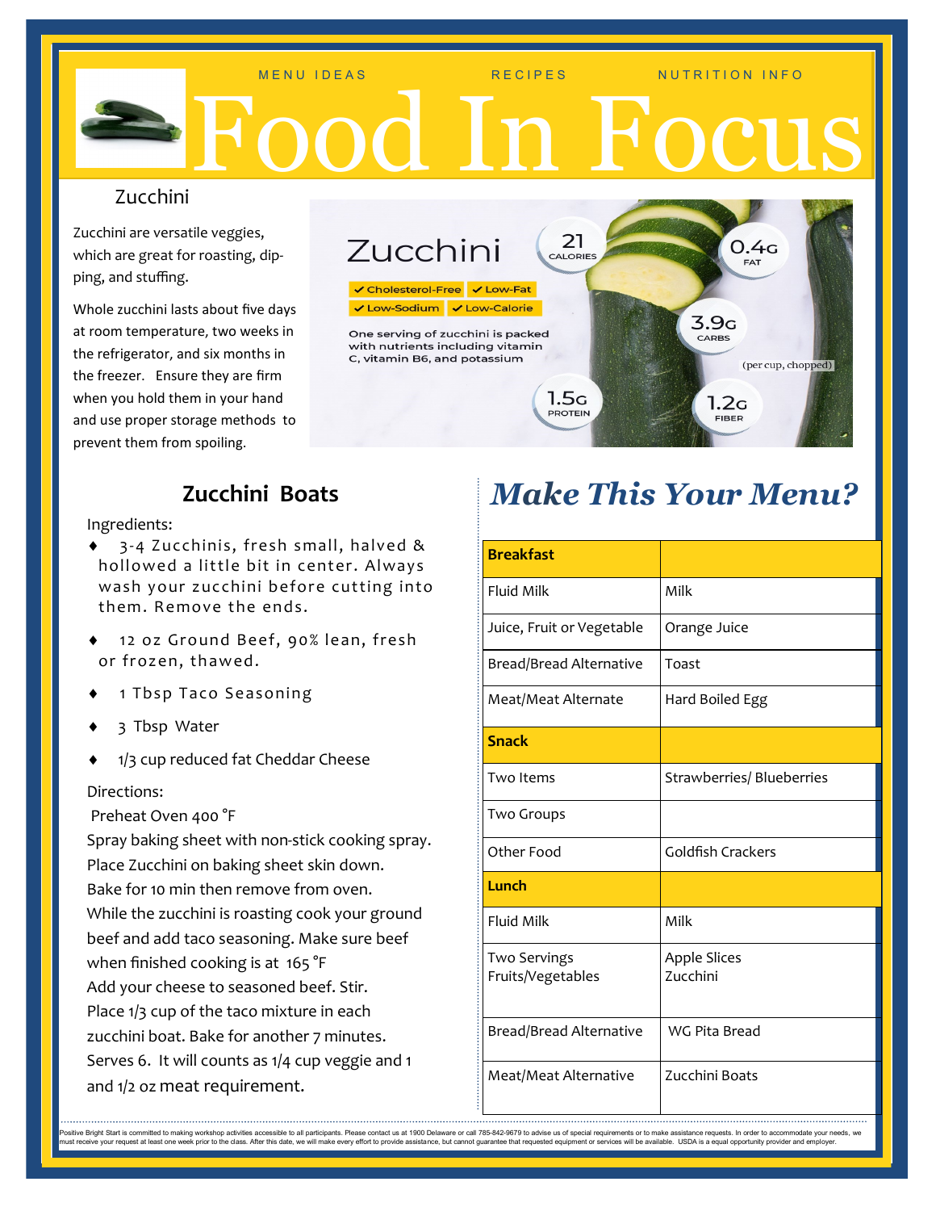MENU IDEAS RECIPES NUTRITION INFO

# Food In Focus

## Zucchini

Zucchini are versatile veggies, which are great for roasting, dipping, and stuffing.

Whole zucchini lasts about five days at room temperature, two weeks in the refrigerator, and six months in the freezer. Ensure they are firm when you hold them in your hand and use proper storage methods to prevent them from spoiling.

Zucchini

✓ Cholesterol-Free ✓ Low-Fat
✓ Low-Sodium ✓ Low-Calorie

One serving of zucchini is packed with nutrients including vitamin C, vitamin B6, and potassium

21 CALORIES

0.4G FAT

3.9G CARBS

(per cup, chopped)

1.5G PROTEIN

1.2G FIBER

## Zucchini Boats

Ingredients:

- 3-4 Zucchinis, fresh small, halved & hollowed a little bit in center. Always wash your zucchini before cutting into them. Remove the ends.
- 12 oz Ground Beef, 90% lean, fresh or frozen, thawed.
- 1 Tbsp Taco Seasoning
- 3 Tbsp Water
- 1/3 cup reduced fat Cheddar Cheese

Directions:

Preheat Oven 400 °F
Spray baking sheet with non-stick cooking spray.
Place Zucchini on baking sheet skin down.
Bake for 10 min then remove from oven.
While the zucchini is roasting cook your ground beef and add taco seasoning. Make sure beef when finished cooking is at 165 °F
Add your cheese to seasoned beef. Stir.
Place 1/3 cup of the taco mixture in each zucchini boat. Bake for another 7 minutes.
Serves 6. It will counts as 1/4 cup veggie and 1 and 1/2 oz meat requirement.

## *Make This Your Menu?*

| | |
|---|---|
| **Breakfast** | |
| Fluid Milk | Milk |
| Juice, Fruit or Vegetable | Orange Juice |
| Bread/Bread Alternative | Toast |
| Meat/Meat Alternate | Hard Boiled Egg |
| **Snack** | |
| Two Items | Strawberries/ Blueberries |
| Two Groups | |
| Other Food | Goldfish Crackers |
| **Lunch** | |
| Fluid Milk | Milk |
| Two Servings Fruits/Vegetables | Apple Slices Zucchini |
| Bread/Bread Alternative | WG Pita Bread |
| Meat/Meat Alternative | Zucchini Boats |

Positive Bright Start is committed to making workshop activities accessible to all participants. Please contact us at 1900 Delaware or call 785-842-9679 to advise us of special requirements or to make assistance requests. In order to accommodate your needs, we must receive your request at least one week prior to the class. After this date, we will make every effort to provide assistance, but cannot guarantee that requested equipment or services will be available. USDA is a equal opportunity provider and employer.